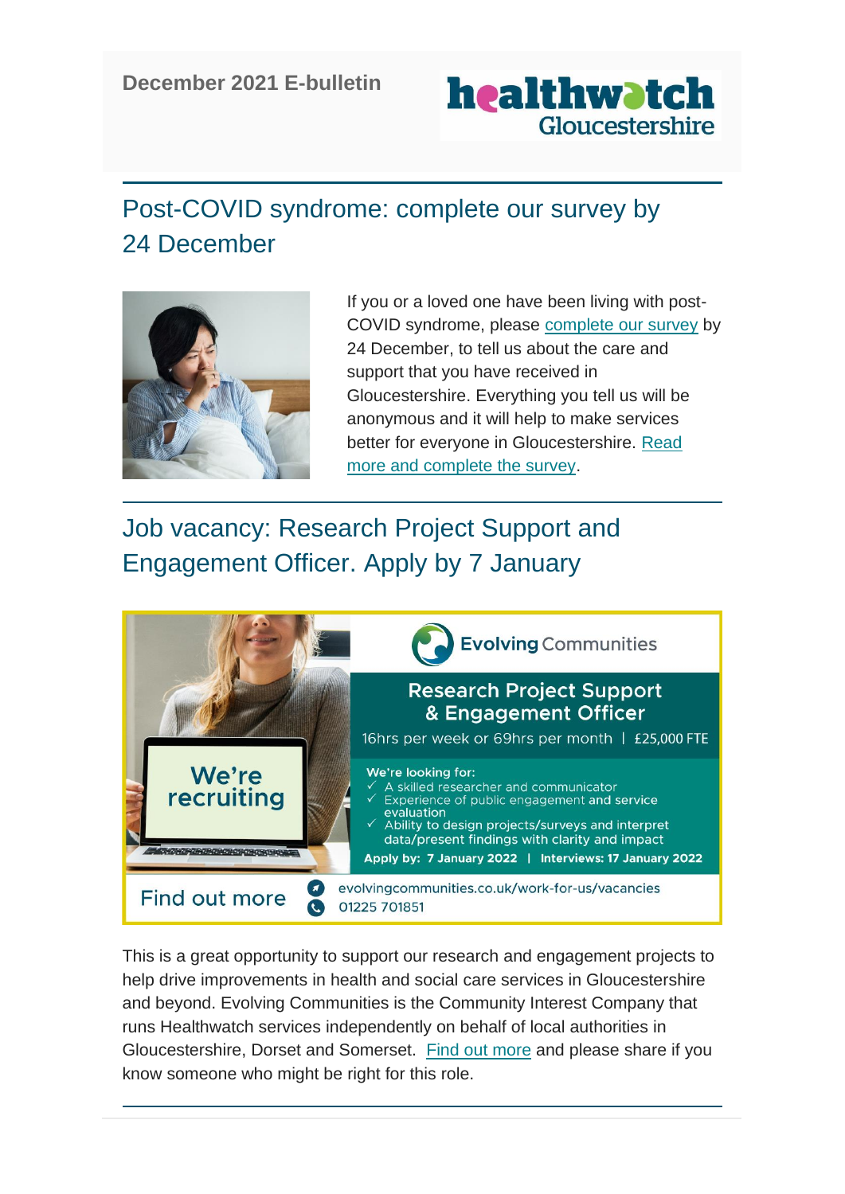December 2021 E-bulletin

healthwatch Gloucestershire

## Post-COVID syndrome: complete our survey by 24 December

If you or a loved one have been living with post-COVID syndrome, please complete our survey by 24 December, to tell us about the care and support that you have received in Gloucestershire. Everything you tell us will be anonymous and it will help to make services better for everyone in Gloucestershire. Read more and complete the survey.

## Job vacancy: Research Project Support and Engagement Officer. Apply by 7 January

Evolving Communities

**Research Project Support & Engagement Officer**

16hrs per week or 69hrs per month | £25,000 FTE

We're recruiting

We're looking for:

- ✓ A skilled researcher and communicator
- ✓ Experience of public engagement and service evaluation
- ✓ Ability to design projects/surveys and interpret data/present findings with clarity and impact

**Apply by: 7 January 2022 | Interviews: 17 January 2022**

Find out more

evolvingcommunities.co.uk/work-for-us/vacancies

01225 701851

This is a great opportunity to support our research and engagement projects to help drive improvements in health and social care services in Gloucestershire and beyond. Evolving Communities is the Community Interest Company that runs Healthwatch services independently on behalf of local authorities in Gloucestershire, Dorset and Somerset. Find out more and please share if you know someone who might be right for this role.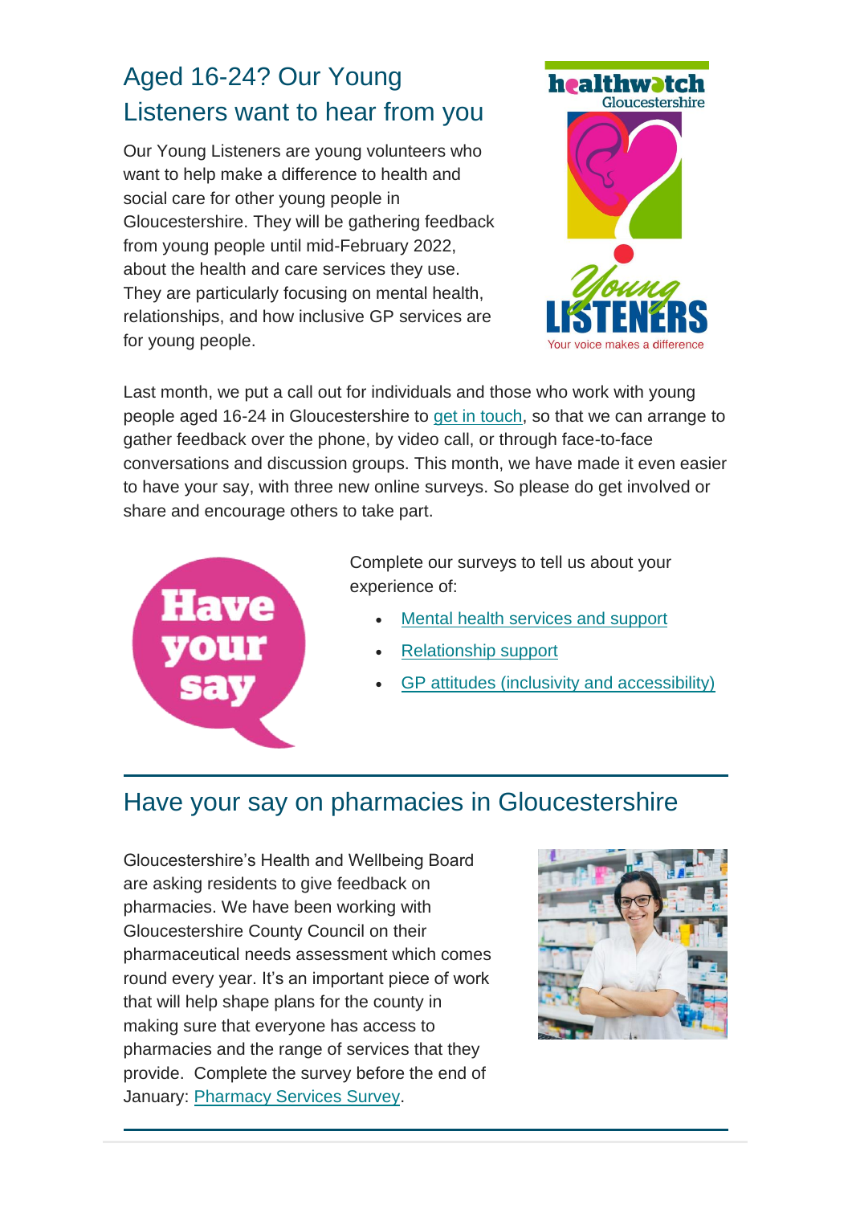## Aged 16-24? Our Young Listeners want to hear from you

Our Young Listeners are young volunteers who want to help make a difference to health and social care for other young people in Gloucestershire. They will be gathering feedback from young people until mid-February 2022, about the health and care services they use. They are particularly focusing on mental health, relationships, and how inclusive GP services are for young people.

Last month, we put a call out for individuals and those who work with young people aged 16-24 in Gloucestershire to get in touch, so that we can arrange to gather feedback over the phone, by video call, or through face-to-face conversations and discussion groups. This month, we have made it even easier to have your say, with three new online surveys. So please do get involved or share and encourage others to take part.

Complete our surveys to tell us about your experience of:

- Mental health services and support
- Relationship support
- GP attitudes (inclusivity and accessibility)

## Have your say on pharmacies in Gloucestershire

Gloucestershire's Health and Wellbeing Board are asking residents to give feedback on pharmacies. We have been working with Gloucestershire County Council on their pharmaceutical needs assessment which comes round every year. It's an important piece of work that will help shape plans for the county in making sure that everyone has access to pharmacies and the range of services that they provide. Complete the survey before the end of January: Pharmacy Services Survey.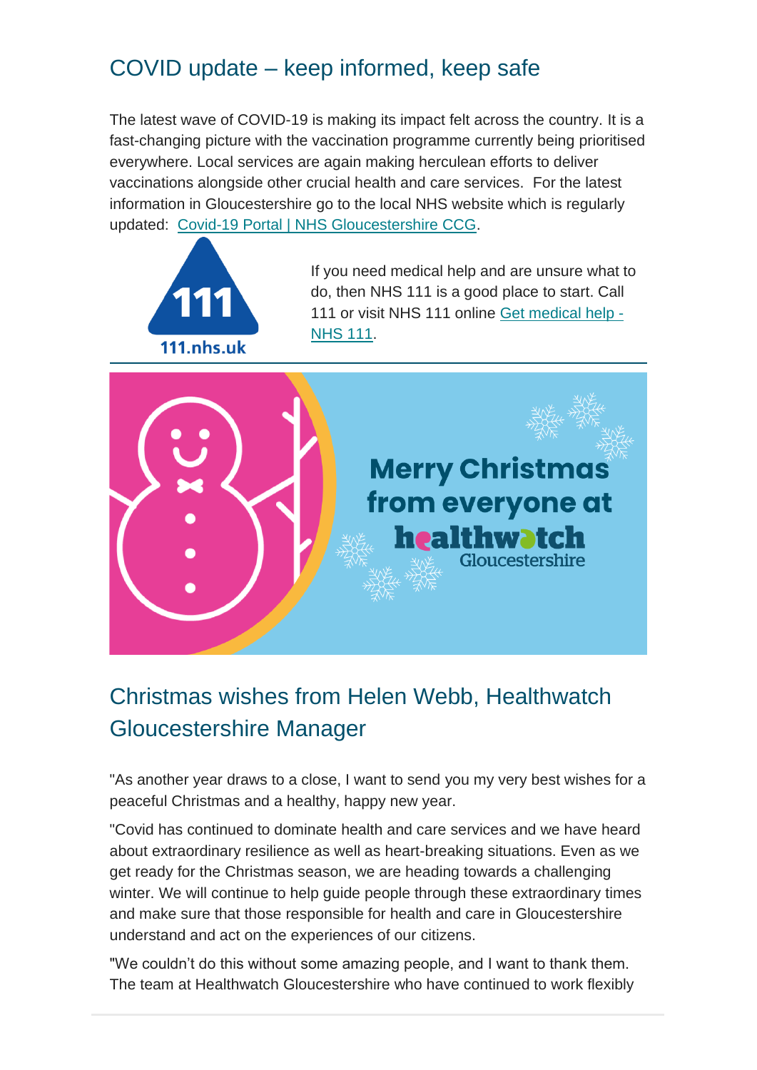## COVID update – keep informed, keep safe

The latest wave of COVID-19 is making its impact felt across the country. It is a fast-changing picture with the vaccination programme currently being prioritised everywhere. Local services are again making herculean efforts to deliver vaccinations alongside other crucial health and care services. For the latest information in Gloucestershire go to the local NHS website which is regularly updated: Covid-19 Portal | NHS Gloucestershire CCG.

If you need medical help and are unsure what to do, then NHS 111 is a good place to start. Call 111 or visit NHS 111 online Get medical help - NHS 111.

---

## Christmas wishes from Helen Webb, Healthwatch Gloucestershire Manager

"As another year draws to a close, I want to send you my very best wishes for a peaceful Christmas and a healthy, happy new year.

"Covid has continued to dominate health and care services and we have heard about extraordinary resilience as well as heart-breaking situations. Even as we get ready for the Christmas season, we are heading towards a challenging winter. We will continue to help guide people through these extraordinary times and make sure that those responsible for health and care in Gloucestershire understand and act on the experiences of our citizens.

"We couldn't do this without some amazing people, and I want to thank them. The team at Healthwatch Gloucestershire who have continued to work flexibly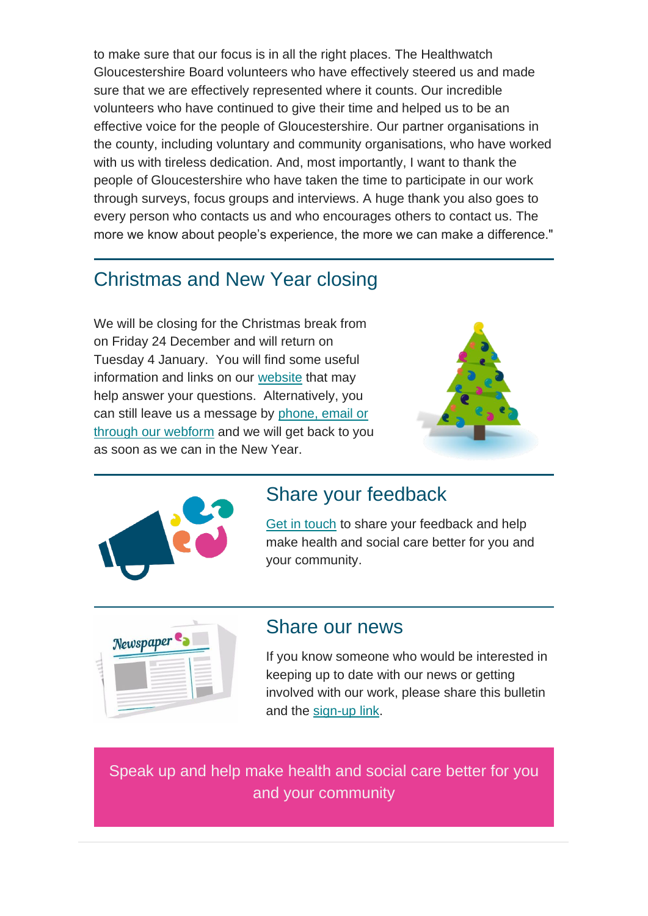to make sure that our focus is in all the right places. The Healthwatch Gloucestershire Board volunteers who have effectively steered us and made sure that we are effectively represented where it counts. Our incredible volunteers who have continued to give their time and helped us to be an effective voice for the people of Gloucestershire. Our partner organisations in the county, including voluntary and community organisations, who have worked with us with tireless dedication. And, most importantly, I want to thank the people of Gloucestershire who have taken the time to participate in our work through surveys, focus groups and interviews. A huge thank you also goes to every person who contacts us and who encourages others to contact us. The more we know about people's experience, the more we can make a difference."

## Christmas and New Year closing

We will be closing for the Christmas break from on Friday 24 December and will return on Tuesday 4 January. You will find some useful information and links on our website that may help answer your questions. Alternatively, you can still leave us a message by phone, email or through our webform and we will get back to you as soon as we can in the New Year.

## Share your feedback

Get in touch to share your feedback and help make health and social care better for you and your community.

## Share our news

If you know someone who would be interested in keeping up to date with our news or getting involved with our work, please share this bulletin and the sign-up link.

Speak up and help make health and social care better for you and your community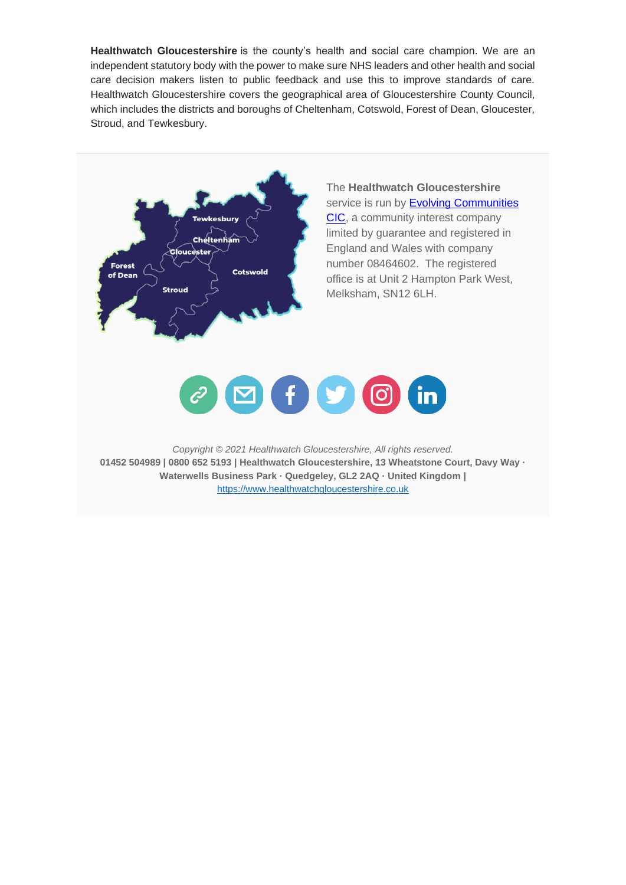**Healthwatch Gloucestershire** is the county's health and social care champion. We are an independent statutory body with the power to make sure NHS leaders and other health and social care decision makers listen to public feedback and use this to improve standards of care. Healthwatch Gloucestershire covers the geographical area of Gloucestershire County Council, which includes the districts and boroughs of Cheltenham, Cotswold, Forest of Dean, Gloucester, Stroud, and Tewkesbury.

Tewkesbury
Cheltenham
Gloucester
Forest of Dean
Cotswold
Stroud

The **Healthwatch Gloucestershire** service is run by Evolving Communities CIC, a community interest company limited by guarantee and registered in England and Wales with company number 08464602. The registered office is at Unit 2 Hampton Park West, Melksham, SN12 6LH.

*Copyright © 2021 Healthwatch Gloucestershire, All rights reserved.*

**01452 504989 | 0800 652 5193 | Healthwatch Gloucestershire, 13 Wheatstone Court, Davy Way · Waterwells Business Park · Quedgeley, GL2 2AQ · United Kingdom |**

https://www.healthwatchgloucestershire.co.uk